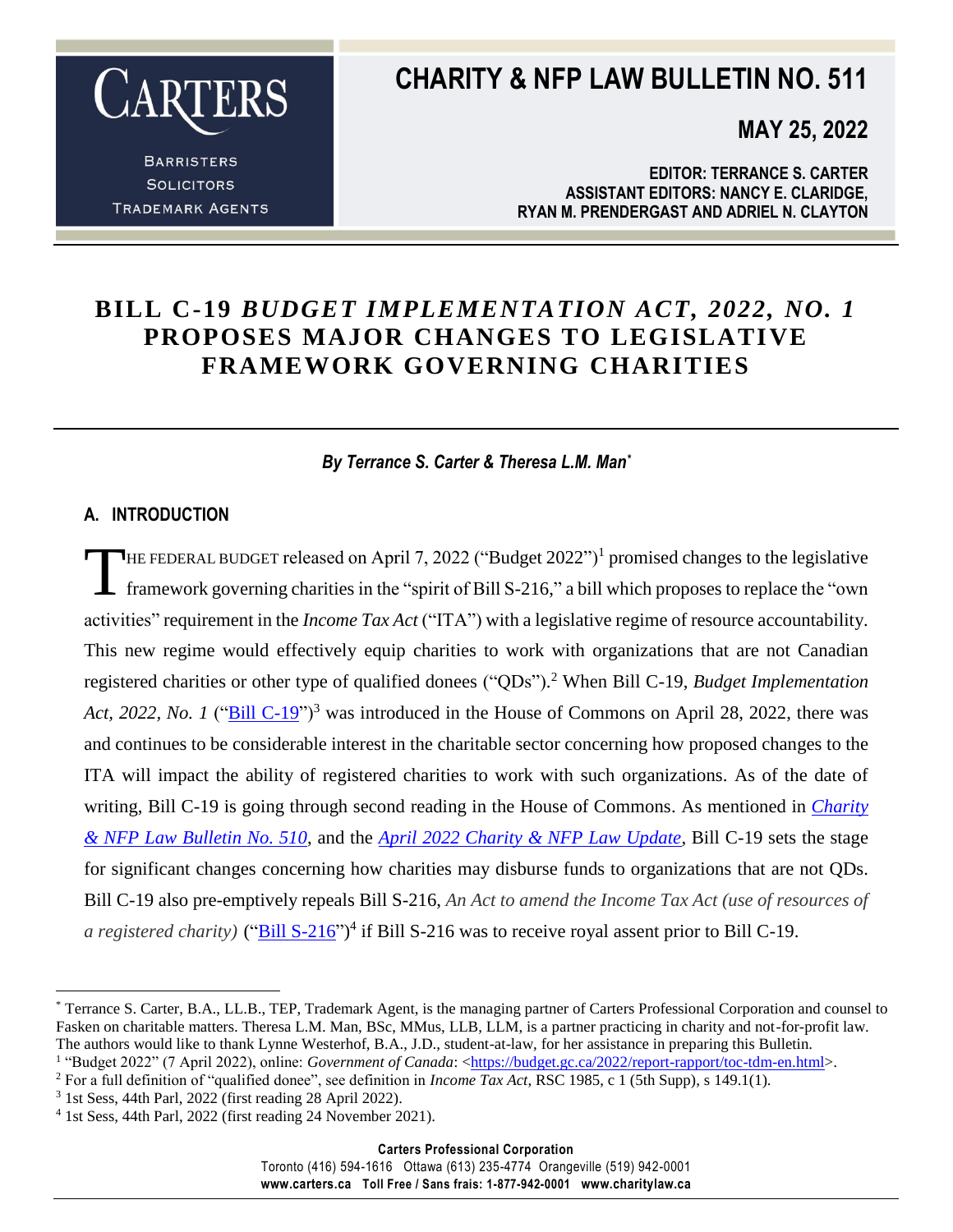# CHARITY & NFP LAW BULLETIN NO. 511

**MAY 25, 2022**

**EDITOR: TERRANCE S. CARTER**
**ASSISTANT EDITORS: NANCY E. CLARIDGE, RYAN M. PRENDERGAST AND ADRIEL N. CLAYTON**

CARTERS
BARRISTERS
SOLICITORS
TRADEMARK AGENTS

## BILL C-19 *BUDGET IMPLEMENTATION ACT, 2022, NO. 1* PROPOSES MAJOR CHANGES TO LEGISLATIVE FRAMEWORK GOVERNING CHARITIES

***By Terrance S. Carter & Theresa L.M. Man****

### A. INTRODUCTION

THE FEDERAL BUDGET released on April 7, 2022 ("Budget 2022")[1] promised changes to the legislative framework governing charities in the "spirit of Bill S-216," a bill which proposes to replace the "own activities" requirement in the *Income Tax Act* ("ITA") with a legislative regime of resource accountability. This new regime would effectively equip charities to work with organizations that are not Canadian registered charities or other type of qualified donees ("QDs").[2] When Bill C-19, *Budget Implementation Act, 2022, No. 1* ("Bill C-19")[3] was introduced in the House of Commons on April 28, 2022, there was and continues to be considerable interest in the charitable sector concerning how proposed changes to the ITA will impact the ability of registered charities to work with such organizations. As of the date of writing, Bill C-19 is going through second reading in the House of Commons. As mentioned in *Charity & NFP Law Bulletin No. 510*, and the *April 2022 Charity & NFP Law Update*, Bill C-19 sets the stage for significant changes concerning how charities may disburse funds to organizations that are not QDs. Bill C-19 also pre-emptively repeals Bill S-216, *An Act to amend the Income Tax Act (use of resources of a registered charity)* ("Bill S-216")[4] if Bill S-216 was to receive royal assent prior to Bill C-19.

---

\* Terrance S. Carter, B.A., LL.B., TEP, Trademark Agent, is the managing partner of Carters Professional Corporation and counsel to Fasken on charitable matters. Theresa L.M. Man, BSc, MMus, LLB, LLM, is a partner practicing in charity and not-for-profit law. The authors would like to thank Lynne Westerhof, B.A., J.D., student-at-law, for her assistance in preparing this Bulletin.

[1] "Budget 2022" (7 April 2022), online: *Government of Canada*: <https://budget.gc.ca/2022/report-rapport/toc-tdm-en.html>.

[2] For a full definition of "qualified donee", see definition in *Income Tax Act*, RSC 1985, c 1 (5th Supp), s 149.1(1).

[3] 1st Sess, 44th Parl, 2022 (first reading 28 April 2022).

[4] 1st Sess, 44th Parl, 2022 (first reading 24 November 2021).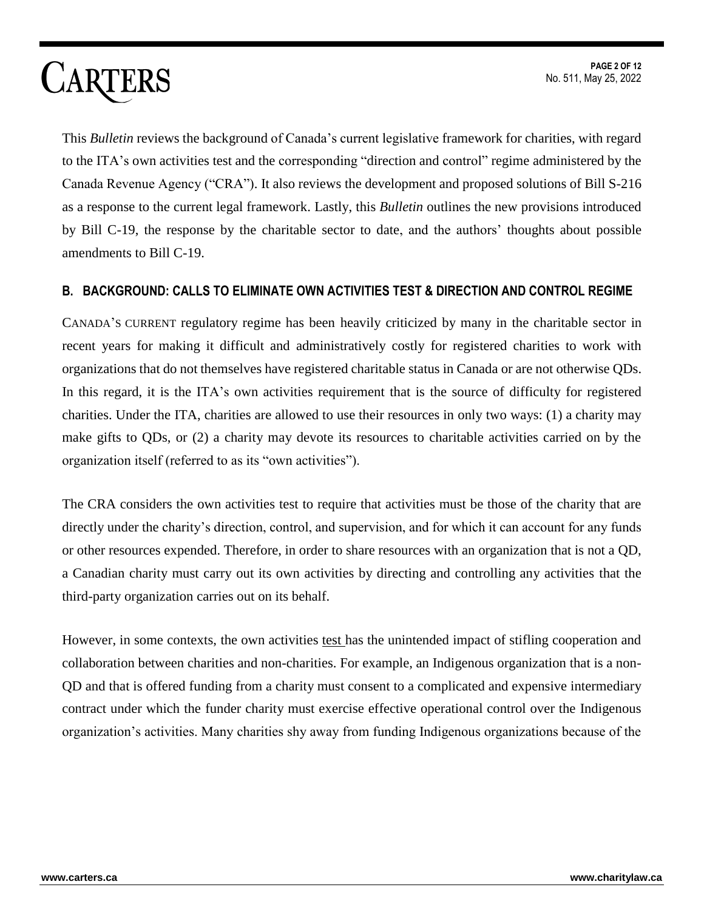This *Bulletin* reviews the background of Canada's current legislative framework for charities, with regard to the ITA's own activities test and the corresponding "direction and control" regime administered by the Canada Revenue Agency ("CRA"). It also reviews the development and proposed solutions of Bill S-216 as a response to the current legal framework. Lastly, this *Bulletin* outlines the new provisions introduced by Bill C-19, the response by the charitable sector to date, and the authors' thoughts about possible amendments to Bill C-19.

## B. BACKGROUND: CALLS TO ELIMINATE OWN ACTIVITIES TEST & DIRECTION AND CONTROL REGIME

CANADA'S CURRENT regulatory regime has been heavily criticized by many in the charitable sector in recent years for making it difficult and administratively costly for registered charities to work with organizations that do not themselves have registered charitable status in Canada or are not otherwise QDs. In this regard, it is the ITA's own activities requirement that is the source of difficulty for registered charities. Under the ITA, charities are allowed to use their resources in only two ways: (1) a charity may make gifts to QDs, or (2) a charity may devote its resources to charitable activities carried on by the organization itself (referred to as its "own activities").

The CRA considers the own activities test to require that activities must be those of the charity that are directly under the charity's direction, control, and supervision, and for which it can account for any funds or other resources expended. Therefore, in order to share resources with an organization that is not a QD, a Canadian charity must carry out its own activities by directing and controlling any activities that the third-party organization carries out on its behalf.

However, in some contexts, the own activities test has the unintended impact of stifling cooperation and collaboration between charities and non-charities. For example, an Indigenous organization that is a non-QD and that is offered funding from a charity must consent to a complicated and expensive intermediary contract under which the funder charity must exercise effective operational control over the Indigenous organization's activities. Many charities shy away from funding Indigenous organizations because of the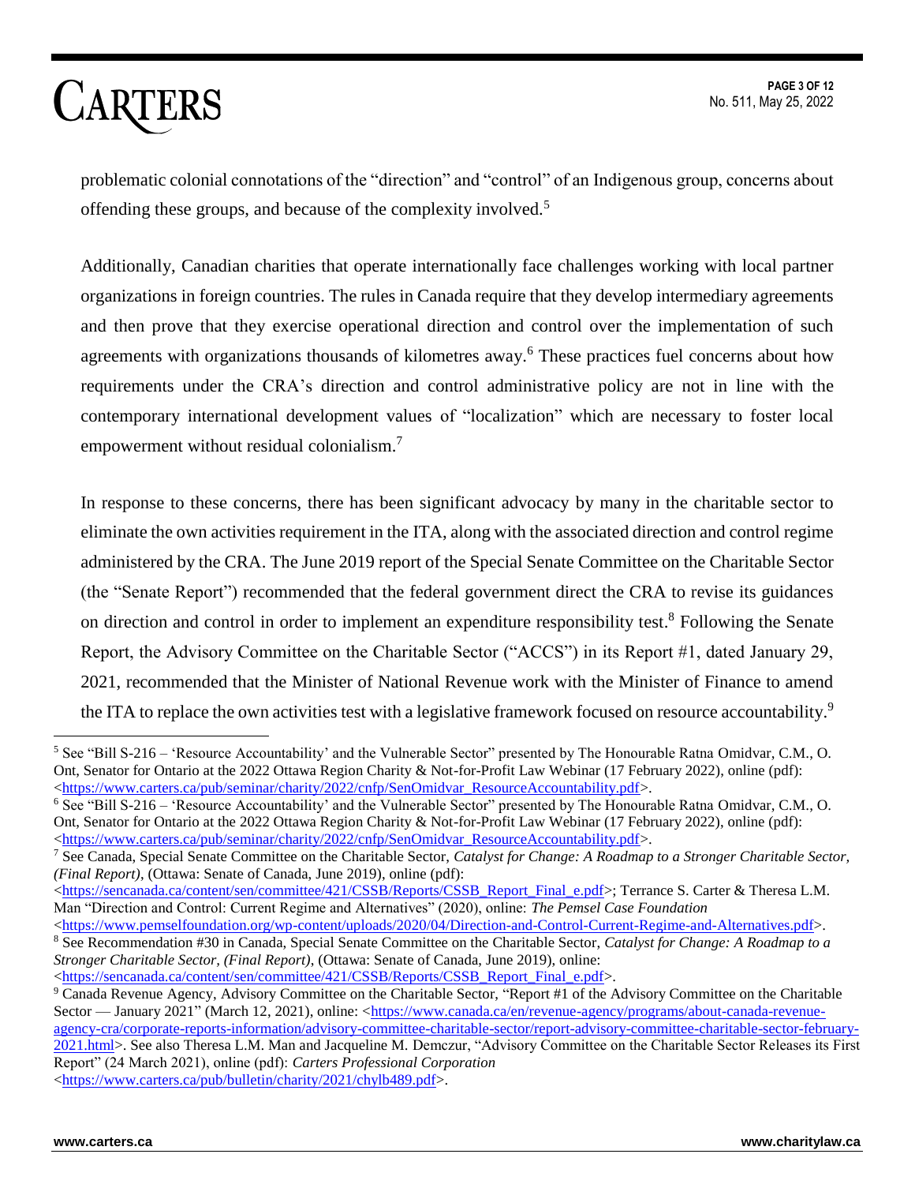problematic colonial connotations of the "direction" and "control" of an Indigenous group, concerns about offending these groups, and because of the complexity involved.[5]

Additionally, Canadian charities that operate internationally face challenges working with local partner organizations in foreign countries. The rules in Canada require that they develop intermediary agreements and then prove that they exercise operational direction and control over the implementation of such agreements with organizations thousands of kilometres away.[6] These practices fuel concerns about how requirements under the CRA's direction and control administrative policy are not in line with the contemporary international development values of "localization" which are necessary to foster local empowerment without residual colonialism.[7]

In response to these concerns, there has been significant advocacy by many in the charitable sector to eliminate the own activities requirement in the ITA, along with the associated direction and control regime administered by the CRA. The June 2019 report of the Special Senate Committee on the Charitable Sector (the "Senate Report") recommended that the federal government direct the CRA to revise its guidances on direction and control in order to implement an expenditure responsibility test.[8] Following the Senate Report, the Advisory Committee on the Charitable Sector ("ACCS") in its Report #1, dated January 29, 2021, recommended that the Minister of National Revenue work with the Minister of Finance to amend the ITA to replace the own activities test with a legislative framework focused on resource accountability.[9]

---

[5] See "Bill S-216 – 'Resource Accountability' and the Vulnerable Sector" presented by The Honourable Ratna Omidvar, C.M., O. Ont, Senator for Ontario at the 2022 Ottawa Region Charity & Not-for-Profit Law Webinar (17 February 2022), online (pdf): <https://www.carters.ca/pub/seminar/charity/2022/cnfp/SenOmidvar_ResourceAccountability.pdf>.

[6] See "Bill S-216 – 'Resource Accountability' and the Vulnerable Sector" presented by The Honourable Ratna Omidvar, C.M., O. Ont, Senator for Ontario at the 2022 Ottawa Region Charity & Not-for-Profit Law Webinar (17 February 2022), online (pdf): <https://www.carters.ca/pub/seminar/charity/2022/cnfp/SenOmidvar_ResourceAccountability.pdf>.

[7] See Canada, Special Senate Committee on the Charitable Sector, *Catalyst for Change: A Roadmap to a Stronger Charitable Sector, (Final Report)*, (Ottawa: Senate of Canada, June 2019), online (pdf): <https://sencanada.ca/content/sen/committee/421/CSSB/Reports/CSSB_Report_Final_e.pdf>; Terrance S. Carter & Theresa L.M. Man "Direction and Control: Current Regime and Alternatives" (2020), online: *The Pemsel Case Foundation* <https://www.pemselfoundation.org/wp-content/uploads/2020/04/Direction-and-Control-Current-Regime-and-Alternatives.pdf>.

[8] See Recommendation #30 in Canada, Special Senate Committee on the Charitable Sector, *Catalyst for Change: A Roadmap to a Stronger Charitable Sector, (Final Report)*, (Ottawa: Senate of Canada, June 2019), online: <https://sencanada.ca/content/sen/committee/421/CSSB/Reports/CSSB_Report_Final_e.pdf>.

[9] Canada Revenue Agency, Advisory Committee on the Charitable Sector, "Report #1 of the Advisory Committee on the Charitable Sector — January 2021" (March 12, 2021), online: <https://www.canada.ca/en/revenue-agency/programs/about-canada-revenue-agency-cra/corporate-reports-information/advisory-committee-charitable-sector/report-advisory-committee-charitable-sector-february-2021.html>. See also Theresa L.M. Man and Jacqueline M. Demczur, "Advisory Committee on the Charitable Sector Releases its First Report" (24 March 2021), online (pdf): *Carters Professional Corporation* <https://www.carters.ca/pub/bulletin/charity/2021/chylb489.pdf>.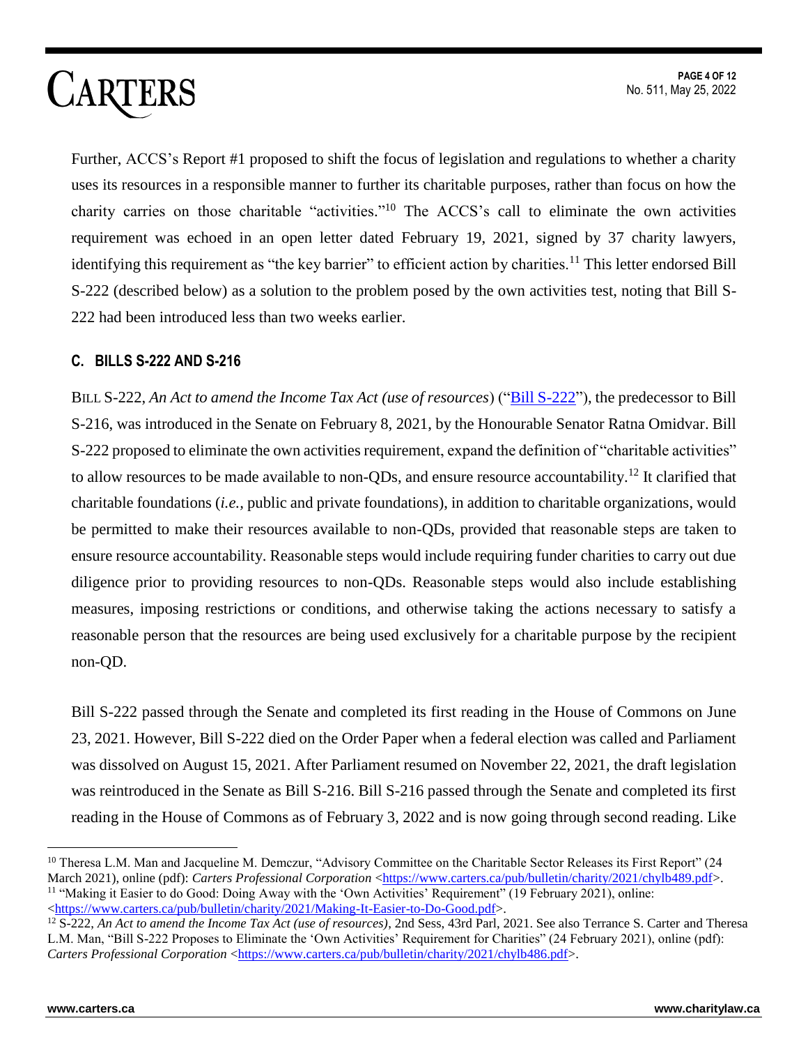Further, ACCS's Report #1 proposed to shift the focus of legislation and regulations to whether a charity uses its resources in a responsible manner to further its charitable purposes, rather than focus on how the charity carries on those charitable "activities."[10] The ACCS's call to eliminate the own activities requirement was echoed in an open letter dated February 19, 2021, signed by 37 charity lawyers, identifying this requirement as "the key barrier" to efficient action by charities.[11] This letter endorsed Bill S-222 (described below) as a solution to the problem posed by the own activities test, noting that Bill S-222 had been introduced less than two weeks earlier.

### C. BILLS S-222 AND S-216

BILL S-222, *An Act to amend the Income Tax Act (use of resources)* ("Bill S-222"), the predecessor to Bill S-216, was introduced in the Senate on February 8, 2021, by the Honourable Senator Ratna Omidvar. Bill S-222 proposed to eliminate the own activities requirement, expand the definition of "charitable activities" to allow resources to be made available to non-QDs, and ensure resource accountability.[12] It clarified that charitable foundations (*i.e.*, public and private foundations), in addition to charitable organizations, would be permitted to make their resources available to non-QDs, provided that reasonable steps are taken to ensure resource accountability. Reasonable steps would include requiring funder charities to carry out due diligence prior to providing resources to non-QDs. Reasonable steps would also include establishing measures, imposing restrictions or conditions, and otherwise taking the actions necessary to satisfy a reasonable person that the resources are being used exclusively for a charitable purpose by the recipient non-QD.

Bill S-222 passed through the Senate and completed its first reading in the House of Commons on June 23, 2021. However, Bill S-222 died on the Order Paper when a federal election was called and Parliament was dissolved on August 15, 2021. After Parliament resumed on November 22, 2021, the draft legislation was reintroduced in the Senate as Bill S-216. Bill S-216 passed through the Senate and completed its first reading in the House of Commons as of February 3, 2022 and is now going through second reading. Like

---

[10] Theresa L.M. Man and Jacqueline M. Demczur, "Advisory Committee on the Charitable Sector Releases its First Report" (24 March 2021), online (pdf): *Carters Professional Corporation* <https://www.carters.ca/pub/bulletin/charity/2021/chylb489.pdf>.

[11] "Making it Easier to do Good: Doing Away with the 'Own Activities' Requirement" (19 February 2021), online: <https://www.carters.ca/pub/bulletin/charity/2021/Making-It-Easier-to-Do-Good.pdf>.

[12] S-222, *An Act to amend the Income Tax Act (use of resources)*, 2nd Sess, 43rd Parl, 2021. See also Terrance S. Carter and Theresa L.M. Man, "Bill S-222 Proposes to Eliminate the 'Own Activities' Requirement for Charities" (24 February 2021), online (pdf): *Carters Professional Corporation* <https://www.carters.ca/pub/bulletin/charity/2021/chylb486.pdf>.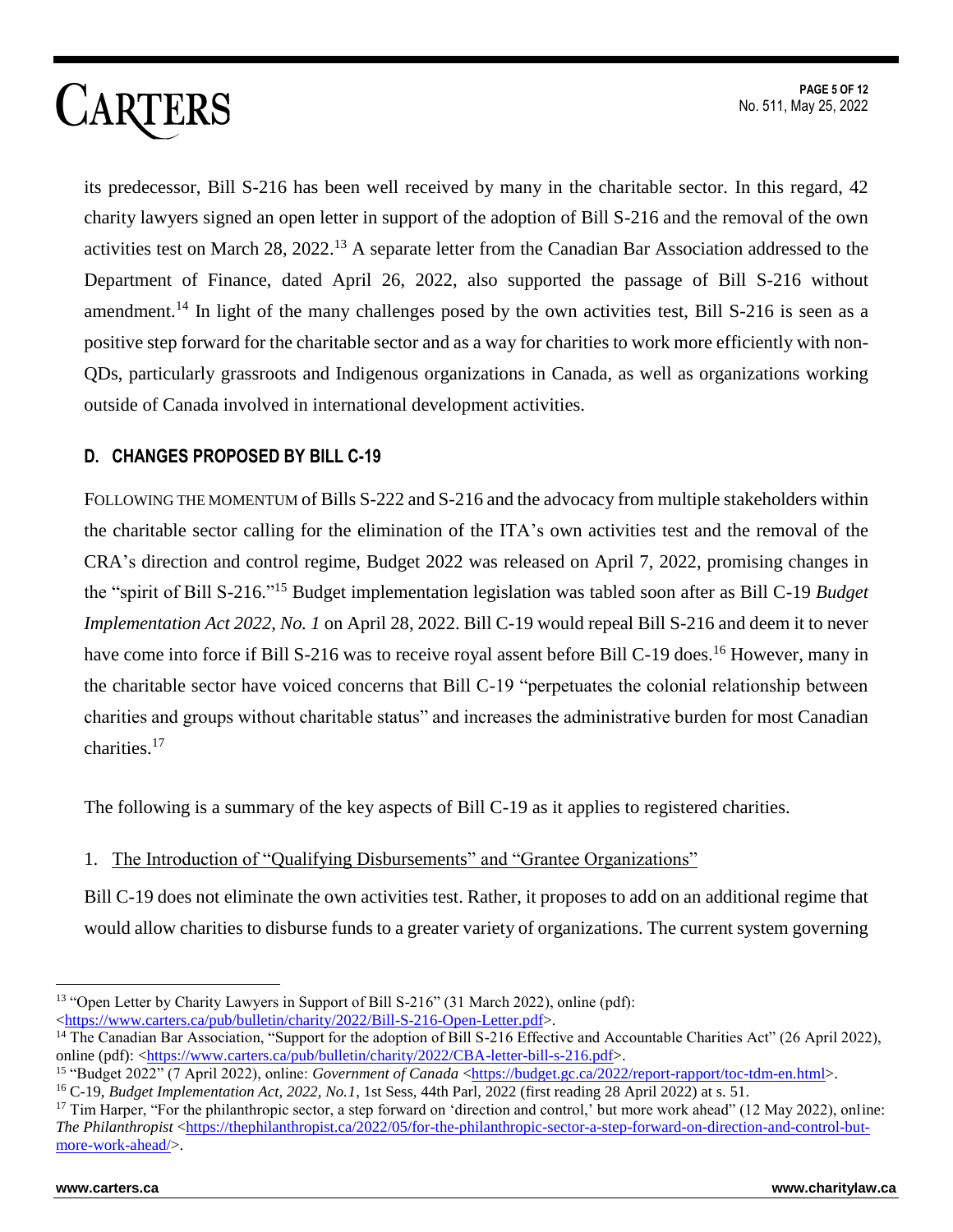its predecessor, Bill S-216 has been well received by many in the charitable sector. In this regard, 42 charity lawyers signed an open letter in support of the adoption of Bill S-216 and the removal of the own activities test on March 28, 2022.[13] A separate letter from the Canadian Bar Association addressed to the Department of Finance, dated April 26, 2022, also supported the passage of Bill S-216 without amendment.[14] In light of the many challenges posed by the own activities test, Bill S-216 is seen as a positive step forward for the charitable sector and as a way for charities to work more efficiently with non-QDs, particularly grassroots and Indigenous organizations in Canada, as well as organizations working outside of Canada involved in international development activities.

### D. CHANGES PROPOSED BY BILL C-19

FOLLOWING THE MOMENTUM of Bills S-222 and S-216 and the advocacy from multiple stakeholders within the charitable sector calling for the elimination of the ITA's own activities test and the removal of the CRA's direction and control regime, Budget 2022 was released on April 7, 2022, promising changes in the "spirit of Bill S-216."[15] Budget implementation legislation was tabled soon after as Bill C-19 *Budget Implementation Act 2022, No. 1* on April 28, 2022. Bill C-19 would repeal Bill S-216 and deem it to never have come into force if Bill S-216 was to receive royal assent before Bill C-19 does.[16] However, many in the charitable sector have voiced concerns that Bill C-19 "perpetuates the colonial relationship between charities and groups without charitable status" and increases the administrative burden for most Canadian charities.[17]

The following is a summary of the key aspects of Bill C-19 as it applies to registered charities.

1. The Introduction of "Qualifying Disbursements" and "Grantee Organizations"

Bill C-19 does not eliminate the own activities test. Rather, it proposes to add on an additional regime that would allow charities to disburse funds to a greater variety of organizations. The current system governing

---

[13] "Open Letter by Charity Lawyers in Support of Bill S-216" (31 March 2022), online (pdf): <https://www.carters.ca/pub/bulletin/charity/2022/Bill-S-216-Open-Letter.pdf>.

[14] The Canadian Bar Association, "Support for the adoption of Bill S-216 Effective and Accountable Charities Act" (26 April 2022), online (pdf): <https://www.carters.ca/pub/bulletin/charity/2022/CBA-letter-bill-s-216.pdf>.

[15] "Budget 2022" (7 April 2022), online: *Government of Canada* <https://budget.gc.ca/2022/report-rapport/toc-tdm-en.html>.

[16] C-19, *Budget Implementation Act, 2022, No.1*, 1st Sess, 44th Parl, 2022 (first reading 28 April 2022) at s. 51.

[17] Tim Harper, "For the philanthropic sector, a step forward on 'direction and control,' but more work ahead" (12 May 2022), online: *The Philanthropist* <https://thephilanthropist.ca/2022/05/for-the-philanthropic-sector-a-step-forward-on-direction-and-control-but-more-work-ahead/>.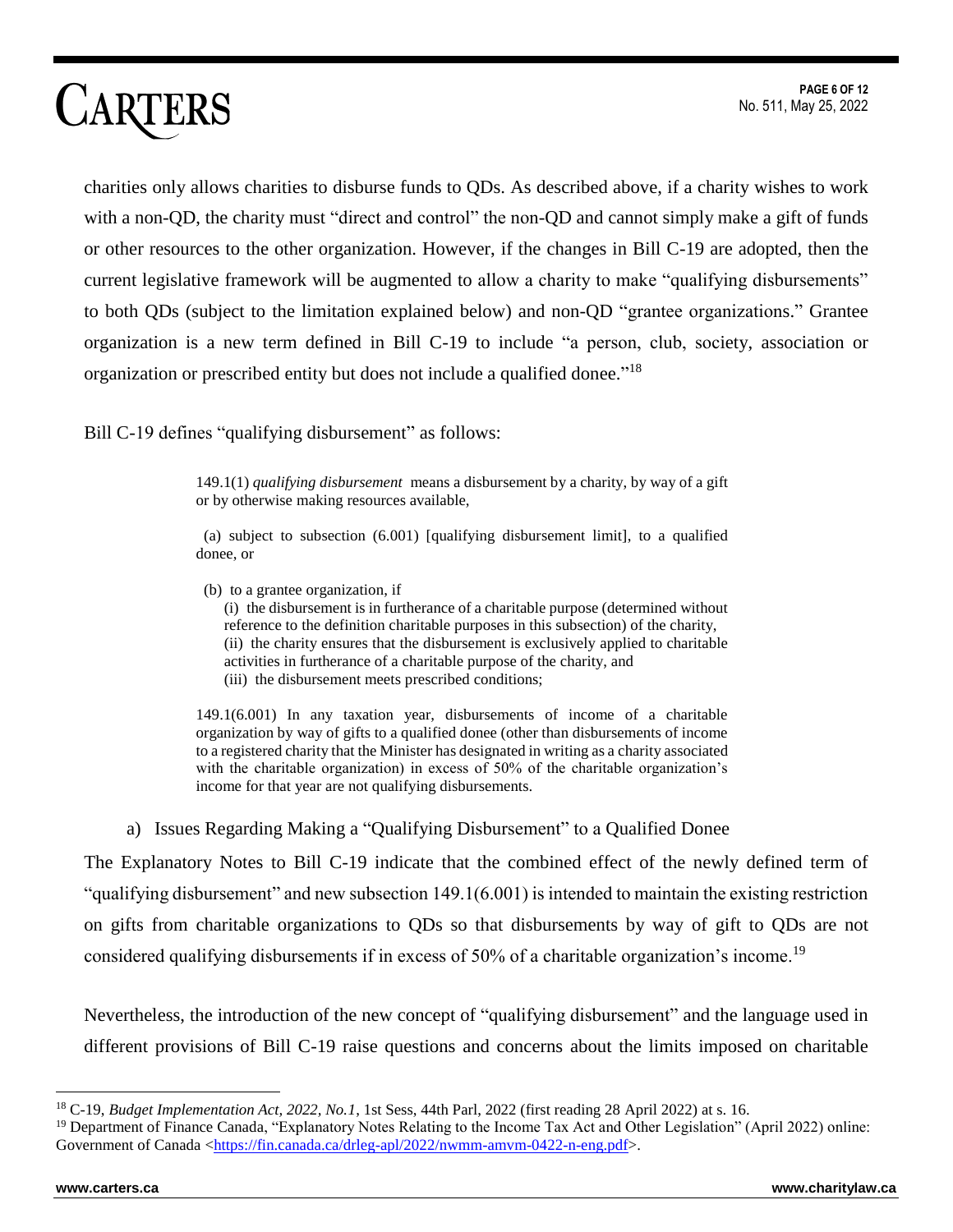charities only allows charities to disburse funds to QDs. As described above, if a charity wishes to work with a non-QD, the charity must "direct and control" the non-QD and cannot simply make a gift of funds or other resources to the other organization. However, if the changes in Bill C-19 are adopted, then the current legislative framework will be augmented to allow a charity to make "qualifying disbursements" to both QDs (subject to the limitation explained below) and non-QD "grantee organizations." Grantee organization is a new term defined in Bill C-19 to include "a person, club, society, association or organization or prescribed entity but does not include a qualified donee."[18]

Bill C-19 defines "qualifying disbursement" as follows:

> 149.1(1) *qualifying disbursement* means a disbursement by a charity, by way of a gift or by otherwise making resources available,
>
> (a) subject to subsection (6.001) [qualifying disbursement limit], to a qualified donee, or
>
> (b) to a grantee organization, if
>
> (i) the disbursement is in furtherance of a charitable purpose (determined without reference to the definition charitable purposes in this subsection) of the charity,
> (ii) the charity ensures that the disbursement is exclusively applied to charitable activities in furtherance of a charitable purpose of the charity, and
> (iii) the disbursement meets prescribed conditions;
>
> 149.1(6.001) In any taxation year, disbursements of income of a charitable organization by way of gifts to a qualified donee (other than disbursements of income to a registered charity that the Minister has designated in writing as a charity associated with the charitable organization) in excess of 50% of the charitable organization's income for that year are not qualifying disbursements.

a) Issues Regarding Making a "Qualifying Disbursement" to a Qualified Donee

The Explanatory Notes to Bill C-19 indicate that the combined effect of the newly defined term of "qualifying disbursement" and new subsection 149.1(6.001) is intended to maintain the existing restriction on gifts from charitable organizations to QDs so that disbursements by way of gift to QDs are not considered qualifying disbursements if in excess of 50% of a charitable organization's income.[19]

Nevertheless, the introduction of the new concept of "qualifying disbursement" and the language used in different provisions of Bill C-19 raise questions and concerns about the limits imposed on charitable

---

[18] C-19, *Budget Implementation Act, 2022, No.1*, 1st Sess, 44th Parl, 2022 (first reading 28 April 2022) at s. 16.

[19] Department of Finance Canada, "Explanatory Notes Relating to the Income Tax Act and Other Legislation" (April 2022) online: Government of Canada <https://fin.canada.ca/drleg-apl/2022/nwmm-amvm-0422-n-eng.pdf>.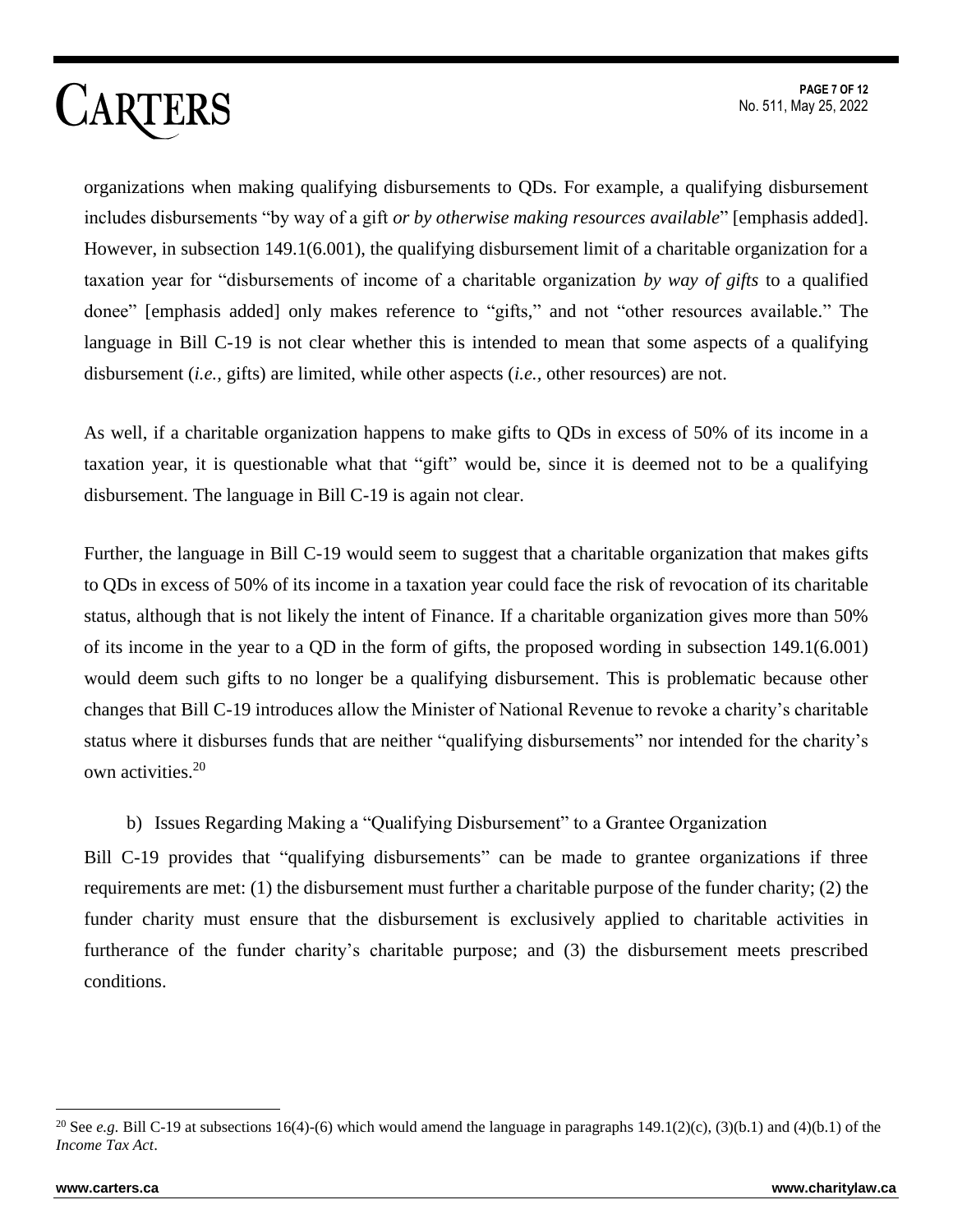organizations when making qualifying disbursements to QDs. For example, a qualifying disbursement includes disbursements "by way of a gift *or by otherwise making resources available*" [emphasis added]. However, in subsection 149.1(6.001), the qualifying disbursement limit of a charitable organization for a taxation year for "disbursements of income of a charitable organization *by way of gifts* to a qualified donee" [emphasis added] only makes reference to "gifts," and not "other resources available." The language in Bill C-19 is not clear whether this is intended to mean that some aspects of a qualifying disbursement (*i.e.*, gifts) are limited, while other aspects (*i.e.*, other resources) are not.

As well, if a charitable organization happens to make gifts to QDs in excess of 50% of its income in a taxation year, it is questionable what that "gift" would be, since it is deemed not to be a qualifying disbursement. The language in Bill C-19 is again not clear.

Further, the language in Bill C-19 would seem to suggest that a charitable organization that makes gifts to QDs in excess of 50% of its income in a taxation year could face the risk of revocation of its charitable status, although that is not likely the intent of Finance. If a charitable organization gives more than 50% of its income in the year to a QD in the form of gifts, the proposed wording in subsection 149.1(6.001) would deem such gifts to no longer be a qualifying disbursement. This is problematic because other changes that Bill C-19 introduces allow the Minister of National Revenue to revoke a charity's charitable status where it disburses funds that are neither "qualifying disbursements" nor intended for the charity's own activities.[20]

b) Issues Regarding Making a "Qualifying Disbursement" to a Grantee Organization

Bill C-19 provides that "qualifying disbursements" can be made to grantee organizations if three requirements are met: (1) the disbursement must further a charitable purpose of the funder charity; (2) the funder charity must ensure that the disbursement is exclusively applied to charitable activities in furtherance of the funder charity's charitable purpose; and (3) the disbursement meets prescribed conditions.

---

[20] See *e.g.* Bill C-19 at subsections 16(4)-(6) which would amend the language in paragraphs 149.1(2)(c), (3)(b.1) and (4)(b.1) of the *Income Tax Act*.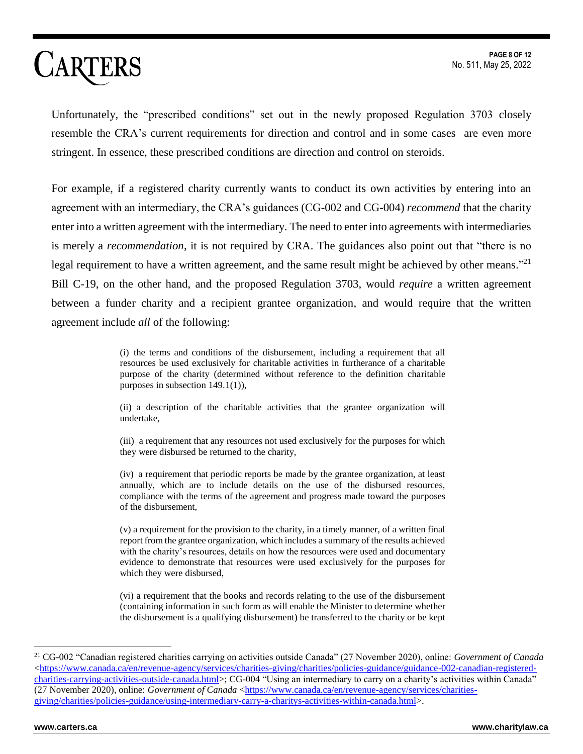Unfortunately, the "prescribed conditions" set out in the newly proposed Regulation 3703 closely resemble the CRA's current requirements for direction and control and in some cases are even more stringent. In essence, these prescribed conditions are direction and control on steroids.

For example, if a registered charity currently wants to conduct its own activities by entering into an agreement with an intermediary, the CRA's guidances (CG-002 and CG-004) *recommend* that the charity enter into a written agreement with the intermediary. The need to enter into agreements with intermediaries is merely a *recommendation*, it is not required by CRA. The guidances also point out that "there is no legal requirement to have a written agreement, and the same result might be achieved by other means."[21] Bill C-19, on the other hand, and the proposed Regulation 3703, would *require* a written agreement between a funder charity and a recipient grantee organization, and would require that the written agreement include *all* of the following:

> (i) the terms and conditions of the disbursement, including a requirement that all resources be used exclusively for charitable activities in furtherance of a charitable purpose of the charity (determined without reference to the definition charitable purposes in subsection 149.1(1)),
>
> (ii) a description of the charitable activities that the grantee organization will undertake,
>
> (iii) a requirement that any resources not used exclusively for the purposes for which they were disbursed be returned to the charity,
>
> (iv) a requirement that periodic reports be made by the grantee organization, at least annually, which are to include details on the use of the disbursed resources, compliance with the terms of the agreement and progress made toward the purposes of the disbursement,
>
> (v) a requirement for the provision to the charity, in a timely manner, of a written final report from the grantee organization, which includes a summary of the results achieved with the charity's resources, details on how the resources were used and documentary evidence to demonstrate that resources were used exclusively for the purposes for which they were disbursed,
>
> (vi) a requirement that the books and records relating to the use of the disbursement (containing information in such form as will enable the Minister to determine whether the disbursement is a qualifying disbursement) be transferred to the charity or be kept

---

[21] CG-002 "Canadian registered charities carrying on activities outside Canada" (27 November 2020), online: *Government of Canada* <https://www.canada.ca/en/revenue-agency/services/charities-giving/charities/policies-guidance/guidance-002-canadian-registered-charities-carrying-activities-outside-canada.html>; CG-004 "Using an intermediary to carry on a charity's activities within Canada" (27 November 2020), online: *Government of Canada* <https://www.canada.ca/en/revenue-agency/services/charities-giving/charities/policies-guidance/using-intermediary-carry-a-charitys-activities-within-canada.html>.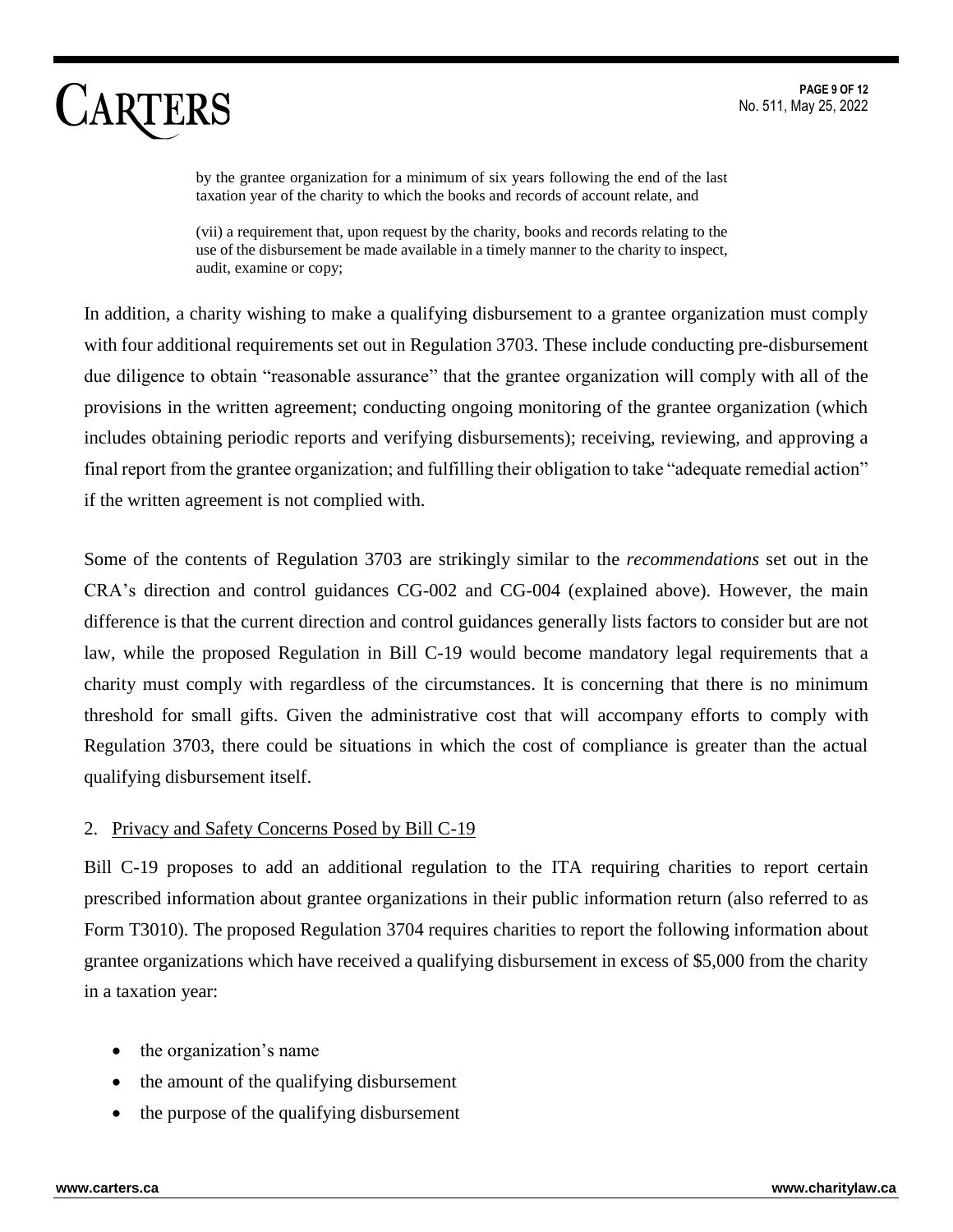> by the grantee organization for a minimum of six years following the end of the last taxation year of the charity to which the books and records of account relate, and
>
> (vii) a requirement that, upon request by the charity, books and records relating to the use of the disbursement be made available in a timely manner to the charity to inspect, audit, examine or copy;

In addition, a charity wishing to make a qualifying disbursement to a grantee organization must comply with four additional requirements set out in Regulation 3703. These include conducting pre-disbursement due diligence to obtain "reasonable assurance" that the grantee organization will comply with all of the provisions in the written agreement; conducting ongoing monitoring of the grantee organization (which includes obtaining periodic reports and verifying disbursements); receiving, reviewing, and approving a final report from the grantee organization; and fulfilling their obligation to take "adequate remedial action" if the written agreement is not complied with.

Some of the contents of Regulation 3703 are strikingly similar to the *recommendations* set out in the CRA's direction and control guidances CG-002 and CG-004 (explained above). However, the main difference is that the current direction and control guidances generally lists factors to consider but are not law, while the proposed Regulation in Bill C-19 would become mandatory legal requirements that a charity must comply with regardless of the circumstances. It is concerning that there is no minimum threshold for small gifts. Given the administrative cost that will accompany efforts to comply with Regulation 3703, there could be situations in which the cost of compliance is greater than the actual qualifying disbursement itself.

2. Privacy and Safety Concerns Posed by Bill C-19

Bill C-19 proposes to add an additional regulation to the ITA requiring charities to report certain prescribed information about grantee organizations in their public information return (also referred to as Form T3010). The proposed Regulation 3704 requires charities to report the following information about grantee organizations which have received a qualifying disbursement in excess of $5,000 from the charity in a taxation year:

- the organization's name
- the amount of the qualifying disbursement
- the purpose of the qualifying disbursement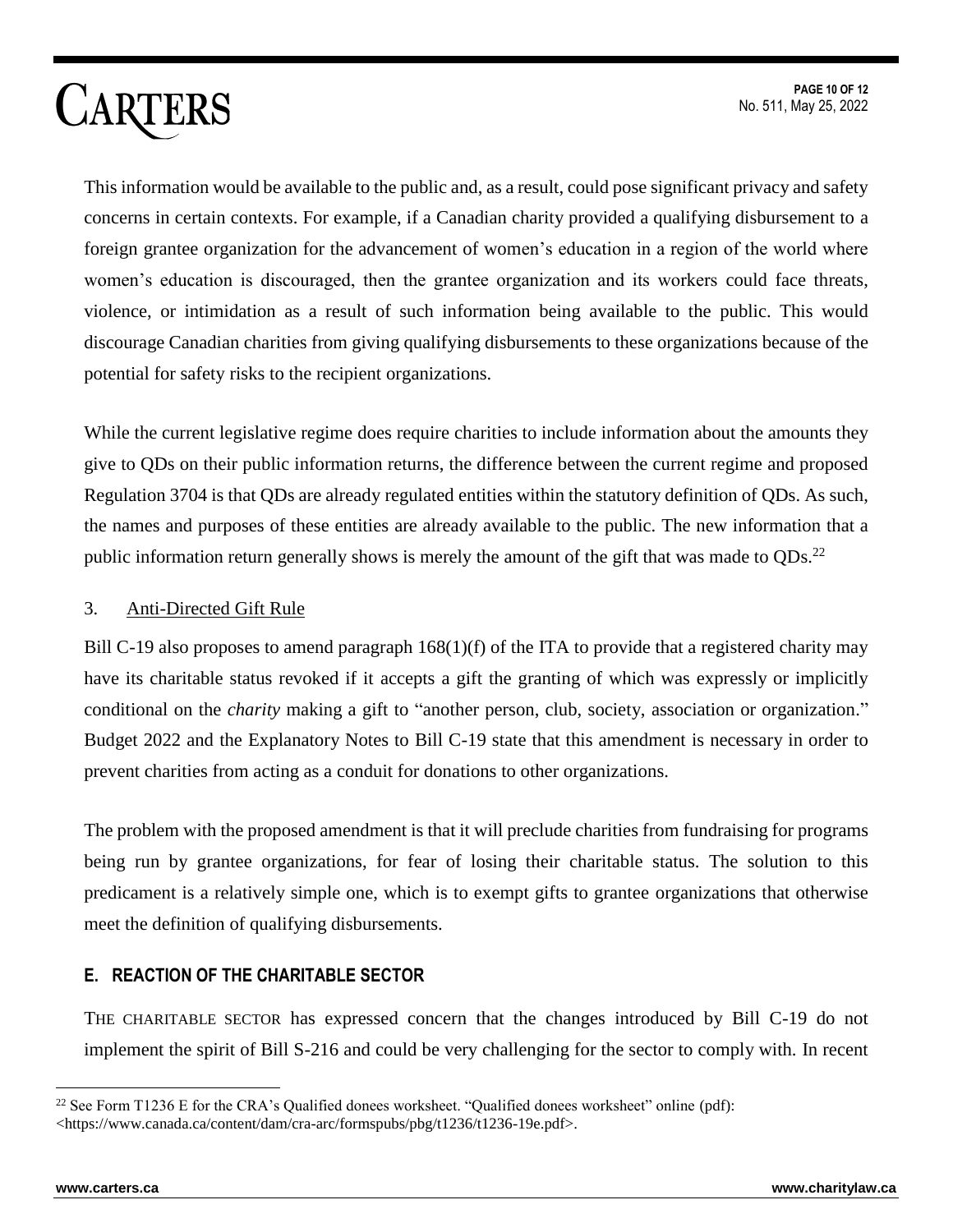This information would be available to the public and, as a result, could pose significant privacy and safety concerns in certain contexts. For example, if a Canadian charity provided a qualifying disbursement to a foreign grantee organization for the advancement of women's education in a region of the world where women's education is discouraged, then the grantee organization and its workers could face threats, violence, or intimidation as a result of such information being available to the public. This would discourage Canadian charities from giving qualifying disbursements to these organizations because of the potential for safety risks to the recipient organizations.

While the current legislative regime does require charities to include information about the amounts they give to QDs on their public information returns, the difference between the current regime and proposed Regulation 3704 is that QDs are already regulated entities within the statutory definition of QDs. As such, the names and purposes of these entities are already available to the public. The new information that a public information return generally shows is merely the amount of the gift that was made to QDs.[22]

3. Anti-Directed Gift Rule

Bill C-19 also proposes to amend paragraph 168(1)(f) of the ITA to provide that a registered charity may have its charitable status revoked if it accepts a gift the granting of which was expressly or implicitly conditional on the *charity* making a gift to "another person, club, society, association or organization." Budget 2022 and the Explanatory Notes to Bill C-19 state that this amendment is necessary in order to prevent charities from acting as a conduit for donations to other organizations.

The problem with the proposed amendment is that it will preclude charities from fundraising for programs being run by grantee organizations, for fear of losing their charitable status. The solution to this predicament is a relatively simple one, which is to exempt gifts to grantee organizations that otherwise meet the definition of qualifying disbursements.

### E. REACTION OF THE CHARITABLE SECTOR

THE CHARITABLE SECTOR has expressed concern that the changes introduced by Bill C-19 do not implement the spirit of Bill S-216 and could be very challenging for the sector to comply with. In recent

[22] See Form T1236 E for the CRA's Qualified donees worksheet. "Qualified donees worksheet" online (pdf): <https://www.canada.ca/content/dam/cra-arc/formspubs/pbg/t1236/t1236-19e.pdf>.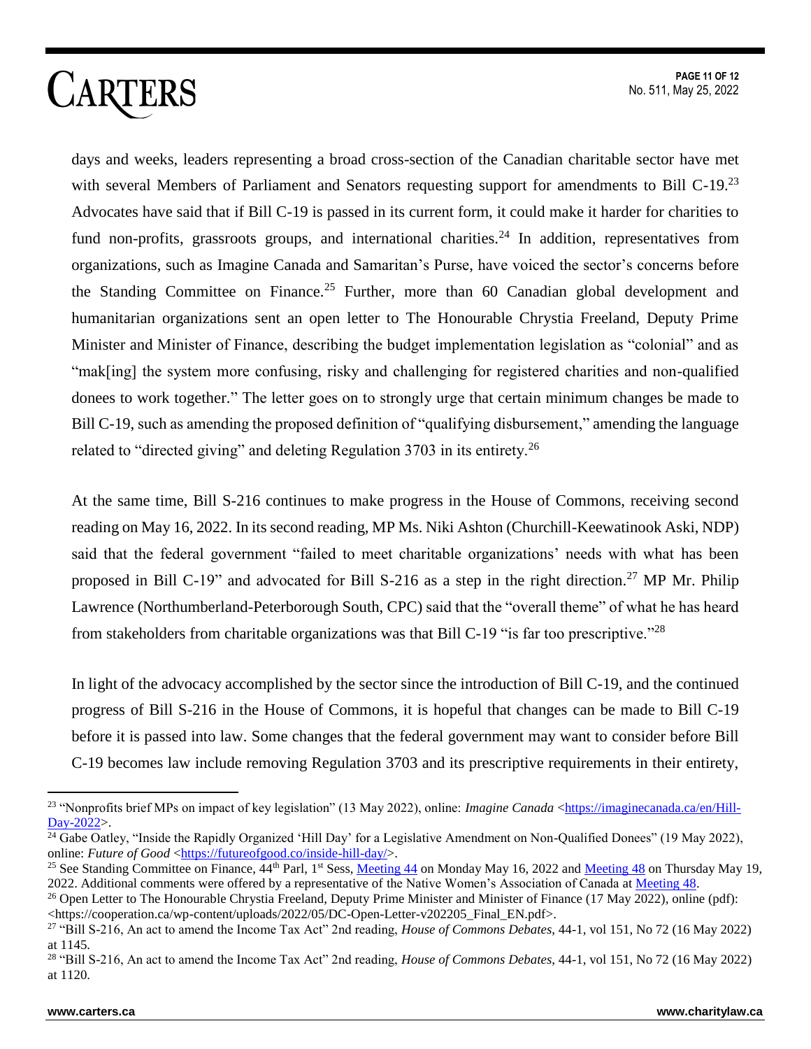days and weeks, leaders representing a broad cross-section of the Canadian charitable sector have met with several Members of Parliament and Senators requesting support for amendments to Bill C-19.[23] Advocates have said that if Bill C-19 is passed in its current form, it could make it harder for charities to fund non-profits, grassroots groups, and international charities.[24] In addition, representatives from organizations, such as Imagine Canada and Samaritan's Purse, have voiced the sector's concerns before the Standing Committee on Finance.[25] Further, more than 60 Canadian global development and humanitarian organizations sent an open letter to The Honourable Chrystia Freeland, Deputy Prime Minister and Minister of Finance, describing the budget implementation legislation as "colonial" and as "mak[ing] the system more confusing, risky and challenging for registered charities and non-qualified donees to work together." The letter goes on to strongly urge that certain minimum changes be made to Bill C-19, such as amending the proposed definition of "qualifying disbursement," amending the language related to "directed giving" and deleting Regulation 3703 in its entirety.[26]

At the same time, Bill S-216 continues to make progress in the House of Commons, receiving second reading on May 16, 2022. In its second reading, MP Ms. Niki Ashton (Churchill-Keewatinook Aski, NDP) said that the federal government "failed to meet charitable organizations' needs with what has been proposed in Bill C-19" and advocated for Bill S-216 as a step in the right direction.[27] MP Mr. Philip Lawrence (Northumberland-Peterborough South, CPC) said that the "overall theme" of what he has heard from stakeholders from charitable organizations was that Bill C-19 "is far too prescriptive."[28]

In light of the advocacy accomplished by the sector since the introduction of Bill C-19, and the continued progress of Bill S-216 in the House of Commons, it is hopeful that changes can be made to Bill C-19 before it is passed into law. Some changes that the federal government may want to consider before Bill C-19 becomes law include removing Regulation 3703 and its prescriptive requirements in their entirety,

---

[23] "Nonprofits brief MPs on impact of key legislation" (13 May 2022), online: *Imagine Canada* <https://imaginecanada.ca/en/Hill-Day-2022>.

[24] Gabe Oatley, "Inside the Rapidly Organized 'Hill Day' for a Legislative Amendment on Non-Qualified Donees" (19 May 2022), online: *Future of Good* <https://futureofgood.co/inside-hill-day/>.

[25] See Standing Committee on Finance, 44th Parl, 1st Sess, Meeting 44 on Monday May 16, 2022 and Meeting 48 on Thursday May 19, 2022. Additional comments were offered by a representative of the Native Women's Association of Canada at Meeting 48.

[26] Open Letter to The Honourable Chrystia Freeland, Deputy Prime Minister and Minister of Finance (17 May 2022), online (pdf): <https://cooperation.ca/wp-content/uploads/2022/05/DC-Open-Letter-v202205_Final_EN.pdf>.

[27] "Bill S-216, An act to amend the Income Tax Act" 2nd reading, *House of Commons Debates*, 44-1, vol 151, No 72 (16 May 2022) at 1145.

[28] "Bill S-216, An act to amend the Income Tax Act" 2nd reading, *House of Commons Debates*, 44-1, vol 151, No 72 (16 May 2022) at 1120.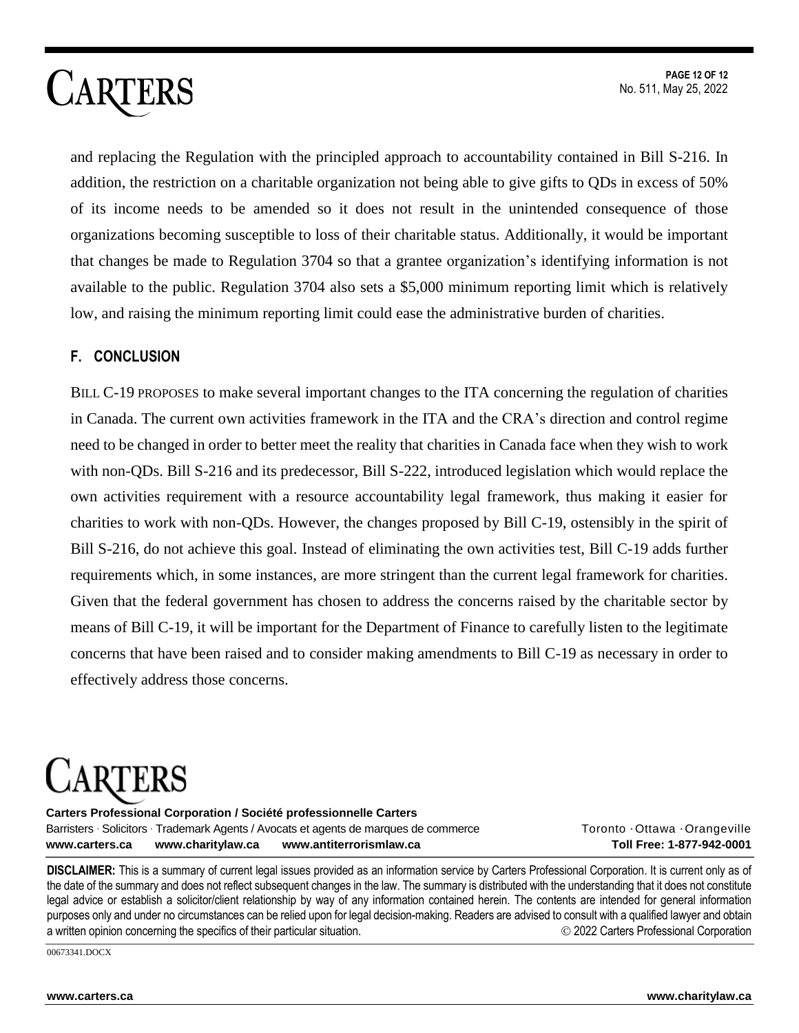and replacing the Regulation with the principled approach to accountability contained in Bill S-216. In addition, the restriction on a charitable organization not being able to give gifts to QDs in excess of 50% of its income needs to be amended so it does not result in the unintended consequence of those organizations becoming susceptible to loss of their charitable status. Additionally, it would be important that changes be made to Regulation 3704 so that a grantee organization's identifying information is not available to the public. Regulation 3704 also sets a $5,000 minimum reporting limit which is relatively low, and raising the minimum reporting limit could ease the administrative burden of charities.

## F. CONCLUSION

BILL C-19 PROPOSES to make several important changes to the ITA concerning the regulation of charities in Canada. The current own activities framework in the ITA and the CRA's direction and control regime need to be changed in order to better meet the reality that charities in Canada face when they wish to work with non-QDs. Bill S-216 and its predecessor, Bill S-222, introduced legislation which would replace the own activities requirement with a resource accountability legal framework, thus making it easier for charities to work with non-QDs. However, the changes proposed by Bill C-19, ostensibly in the spirit of Bill S-216, do not achieve this goal. Instead of eliminating the own activities test, Bill C-19 adds further requirements which, in some instances, are more stringent than the current legal framework for charities. Given that the federal government has chosen to address the concerns raised by the charitable sector by means of Bill C-19, it will be important for the Department of Finance to carefully listen to the legitimate concerns that have been raised and to consider making amendments to Bill C-19 as necessary in order to effectively address those concerns.

CARTERS

**Carters Professional Corporation / Société professionnelle Carters**
Barristers · Solicitors · Trademark Agents / Avocats et agents de marques de commerce — Toronto · Ottawa · Orangeville
**www.carters.ca www.charitylaw.ca www.antiterrorismlaw.ca** — **Toll Free: 1-877-942-0001**

**DISCLAIMER:** This is a summary of current legal issues provided as an information service by Carters Professional Corporation. It is current only as of the date of the summary and does not reflect subsequent changes in the law. The summary is distributed with the understanding that it does not constitute legal advice or establish a solicitor/client relationship by way of any information contained herein. The contents are intended for general information purposes only and under no circumstances can be relied upon for legal decision-making. Readers are advised to consult with a qualified lawyer and obtain a written opinion concerning the specifics of their particular situation. © 2022 Carters Professional Corporation

00673341.DOCX